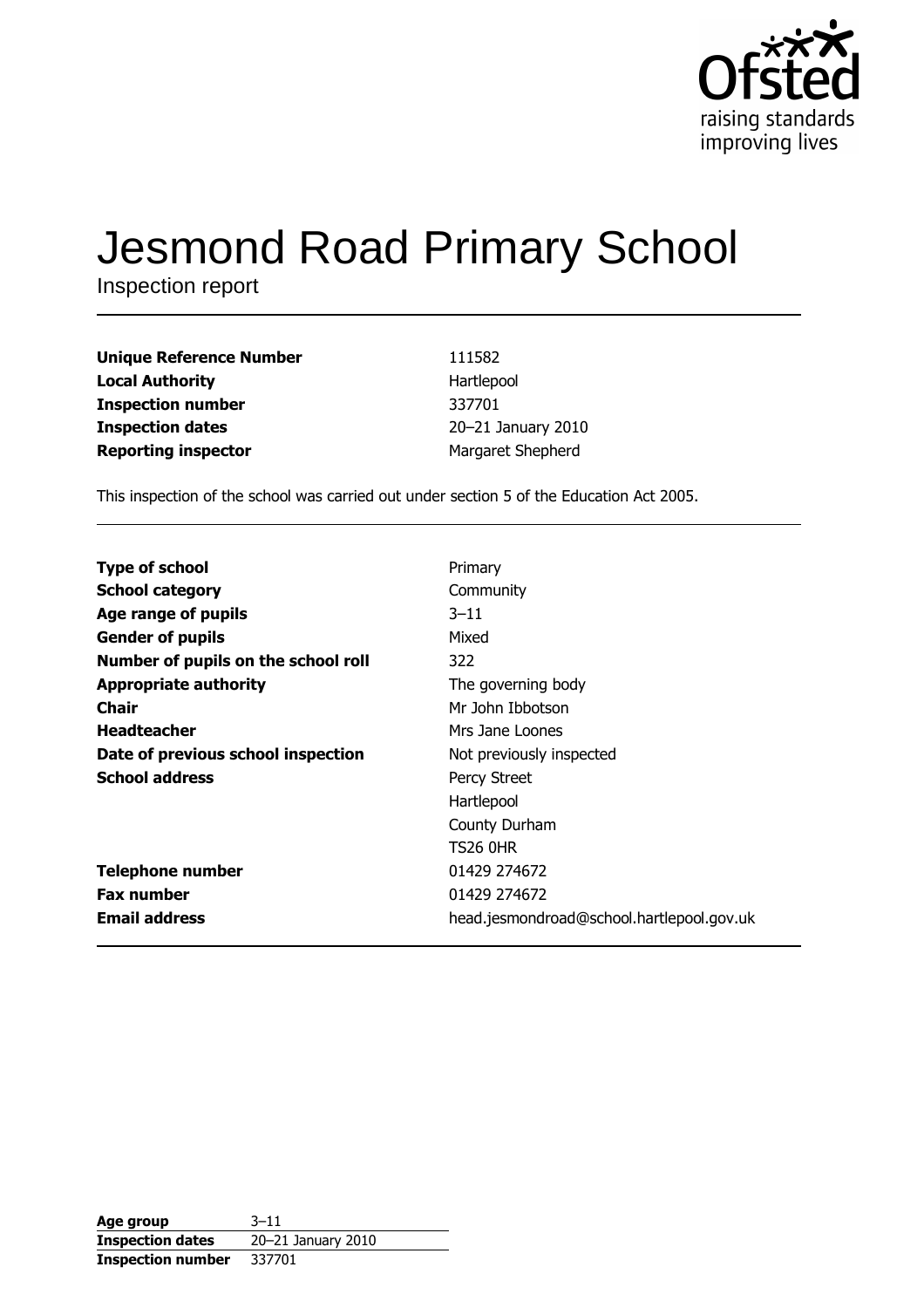# Jesmond Road Primary School

Inspection report

| | |
|---|---|
| **Unique Reference Number** | 111582 |
| **Local Authority** | Hartlepool |
| **Inspection number** | 337701 |
| **Inspection dates** | 20–21 January 2010 |
| **Reporting inspector** | Margaret Shepherd |

This inspection of the school was carried out under section 5 of the Education Act 2005.

| | |
|---|---|
| **Type of school** | Primary |
| **School category** | Community |
| **Age range of pupils** | 3–11 |
| **Gender of pupils** | Mixed |
| **Number of pupils on the school roll** | 322 |
| **Appropriate authority** | The governing body |
| **Chair** | Mr John Ibbotson |
| **Headteacher** | Mrs Jane Loones |
| **Date of previous school inspection** | Not previously inspected |
| **School address** | Percy Street<br>Hartlepool<br>County Durham<br>TS26 0HR |
| **Telephone number** | 01429 274672 |
| **Fax number** | 01429 274672 |
| **Email address** | head.jesmondroad@school.hartlepool.gov.uk |

| | |
|---|---|
| **Age group** | 3–11 |
| **Inspection dates** | 20–21 January 2010 |
| **Inspection number** | 337701 |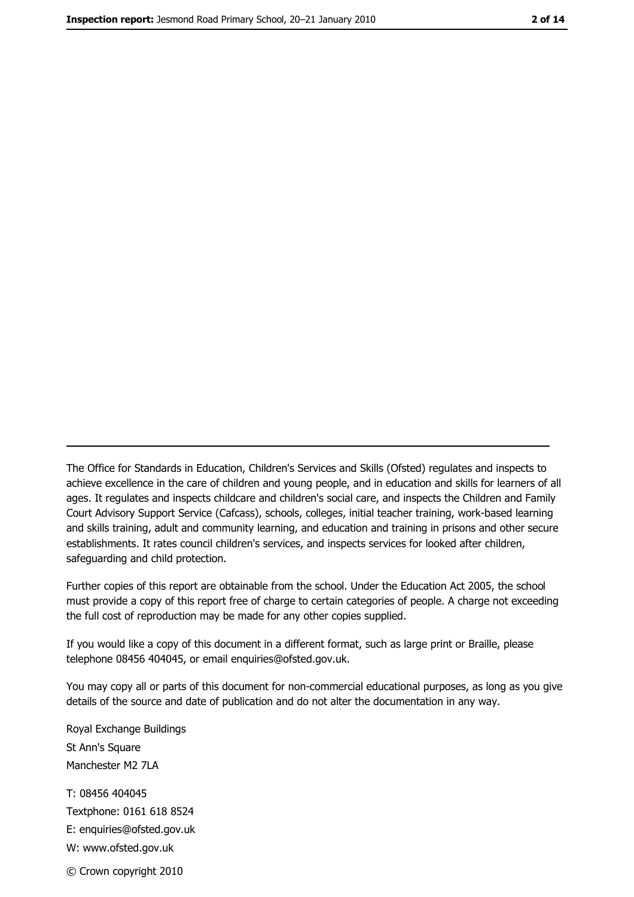The Office for Standards in Education, Children's Services and Skills (Ofsted) regulates and inspects to achieve excellence in the care of children and young people, and in education and skills for learners of all ages. It regulates and inspects childcare and children's social care, and inspects the Children and Family Court Advisory Support Service (Cafcass), schools, colleges, initial teacher training, work-based learning and skills training, adult and community learning, and education and training in prisons and other secure establishments. It rates council children's services, and inspects services for looked after children, safeguarding and child protection.

Further copies of this report are obtainable from the school. Under the Education Act 2005, the school must provide a copy of this report free of charge to certain categories of people. A charge not exceeding the full cost of reproduction may be made for any other copies supplied.

If you would like a copy of this document in a different format, such as large print or Braille, please telephone 08456 404045, or email enquiries@ofsted.gov.uk.

You may copy all or parts of this document for non-commercial educational purposes, as long as you give details of the source and date of publication and do not alter the documentation in any way.

Royal Exchange Buildings
St Ann's Square
Manchester M2 7LA

T: 08456 404045
Textphone: 0161 618 8524
E: enquiries@ofsted.gov.uk
W: www.ofsted.gov.uk

© Crown copyright 2010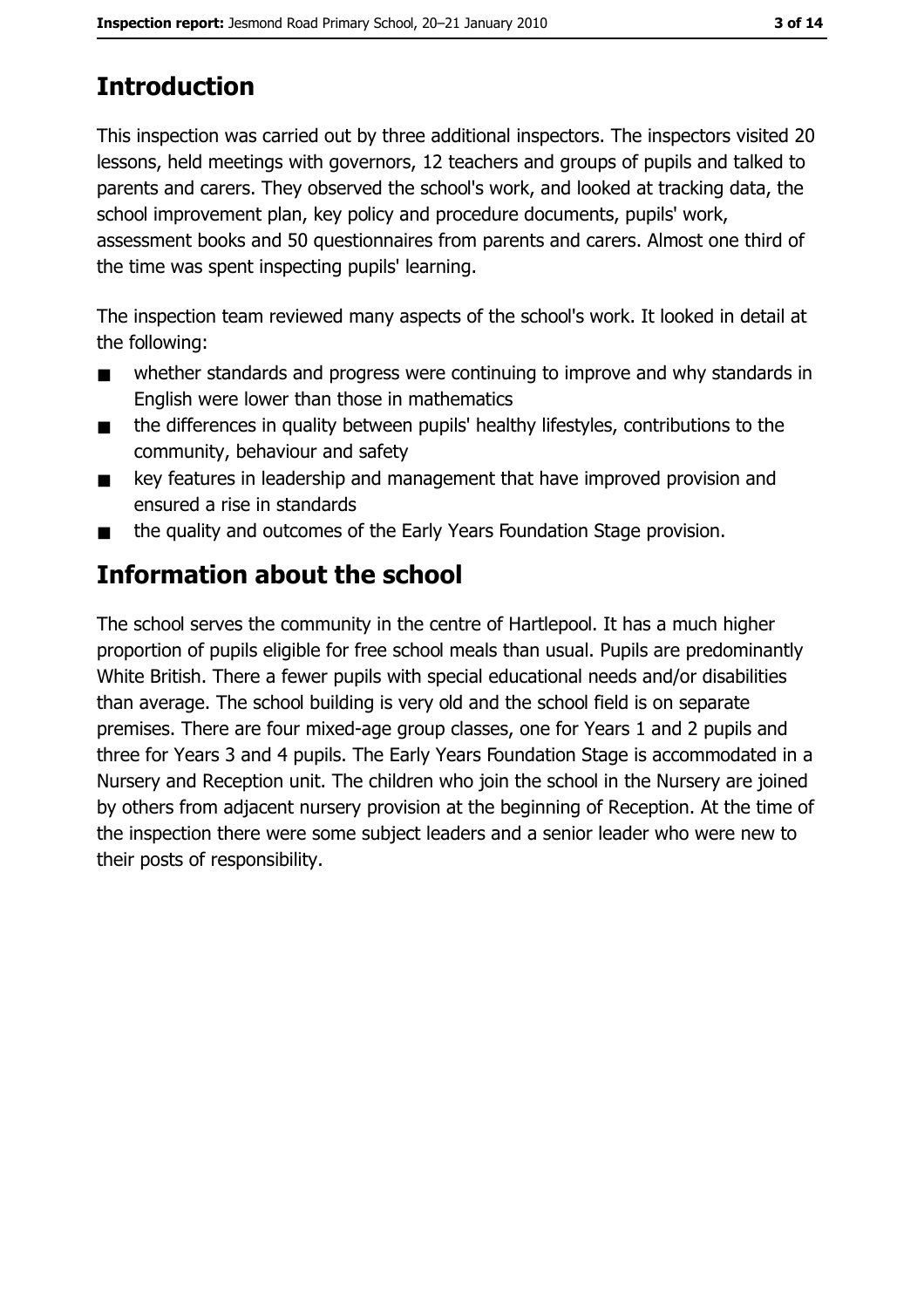## Introduction

This inspection was carried out by three additional inspectors. The inspectors visited 20 lessons, held meetings with governors, 12 teachers and groups of pupils and talked to parents and carers. They observed the school's work, and looked at tracking data, the school improvement plan, key policy and procedure documents, pupils' work, assessment books and 50 questionnaires from parents and carers. Almost one third of the time was spent inspecting pupils' learning.

The inspection team reviewed many aspects of the school's work. It looked in detail at the following:

- whether standards and progress were continuing to improve and why standards in English were lower than those in mathematics
- the differences in quality between pupils' healthy lifestyles, contributions to the community, behaviour and safety
- key features in leadership and management that have improved provision and ensured a rise in standards
- the quality and outcomes of the Early Years Foundation Stage provision.

## Information about the school

The school serves the community in the centre of Hartlepool. It has a much higher proportion of pupils eligible for free school meals than usual. Pupils are predominantly White British. There a fewer pupils with special educational needs and/or disabilities than average. The school building is very old and the school field is on separate premises. There are four mixed-age group classes, one for Years 1 and 2 pupils and three for Years 3 and 4 pupils. The Early Years Foundation Stage is accommodated in a Nursery and Reception unit. The children who join the school in the Nursery are joined by others from adjacent nursery provision at the beginning of Reception. At the time of the inspection there were some subject leaders and a senior leader who were new to their posts of responsibility.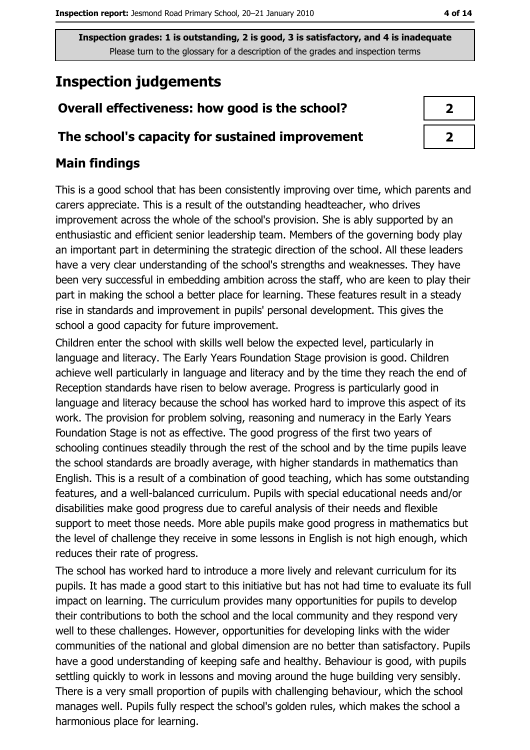**Inspection grades: 1 is outstanding, 2 is good, 3 is satisfactory, and 4 is inadequate**
Please turn to the glossary for a description of the grades and inspection terms

# Inspection judgements

| | |
|---|---|
| **Overall effectiveness: how good is the school?** | **2** |
| **The school's capacity for sustained improvement** | **2** |

## Main findings

This is a good school that has been consistently improving over time, which parents and carers appreciate. This is a result of the outstanding headteacher, who drives improvement across the whole of the school's provision. She is ably supported by an enthusiastic and efficient senior leadership team. Members of the governing body play an important part in determining the strategic direction of the school. All these leaders have a very clear understanding of the school's strengths and weaknesses. They have been very successful in embedding ambition across the staff, who are keen to play their part in making the school a better place for learning. These features result in a steady rise in standards and improvement in pupils' personal development. This gives the school a good capacity for future improvement.

Children enter the school with skills well below the expected level, particularly in language and literacy. The Early Years Foundation Stage provision is good. Children achieve well particularly in language and literacy and by the time they reach the end of Reception standards have risen to below average. Progress is particularly good in language and literacy because the school has worked hard to improve this aspect of its work. The provision for problem solving, reasoning and numeracy in the Early Years Foundation Stage is not as effective. The good progress of the first two years of schooling continues steadily through the rest of the school and by the time pupils leave the school standards are broadly average, with higher standards in mathematics than English. This is a result of a combination of good teaching, which has some outstanding features, and a well-balanced curriculum. Pupils with special educational needs and/or disabilities make good progress due to careful analysis of their needs and flexible support to meet those needs. More able pupils make good progress in mathematics but the level of challenge they receive in some lessons in English is not high enough, which reduces their rate of progress.

The school has worked hard to introduce a more lively and relevant curriculum for its pupils. It has made a good start to this initiative but has not had time to evaluate its full impact on learning. The curriculum provides many opportunities for pupils to develop their contributions to both the school and the local community and they respond very well to these challenges. However, opportunities for developing links with the wider communities of the national and global dimension are no better than satisfactory. Pupils have a good understanding of keeping safe and healthy. Behaviour is good, with pupils settling quickly to work in lessons and moving around the huge building very sensibly. There is a very small proportion of pupils with challenging behaviour, which the school manages well. Pupils fully respect the school's golden rules, which makes the school a harmonious place for learning.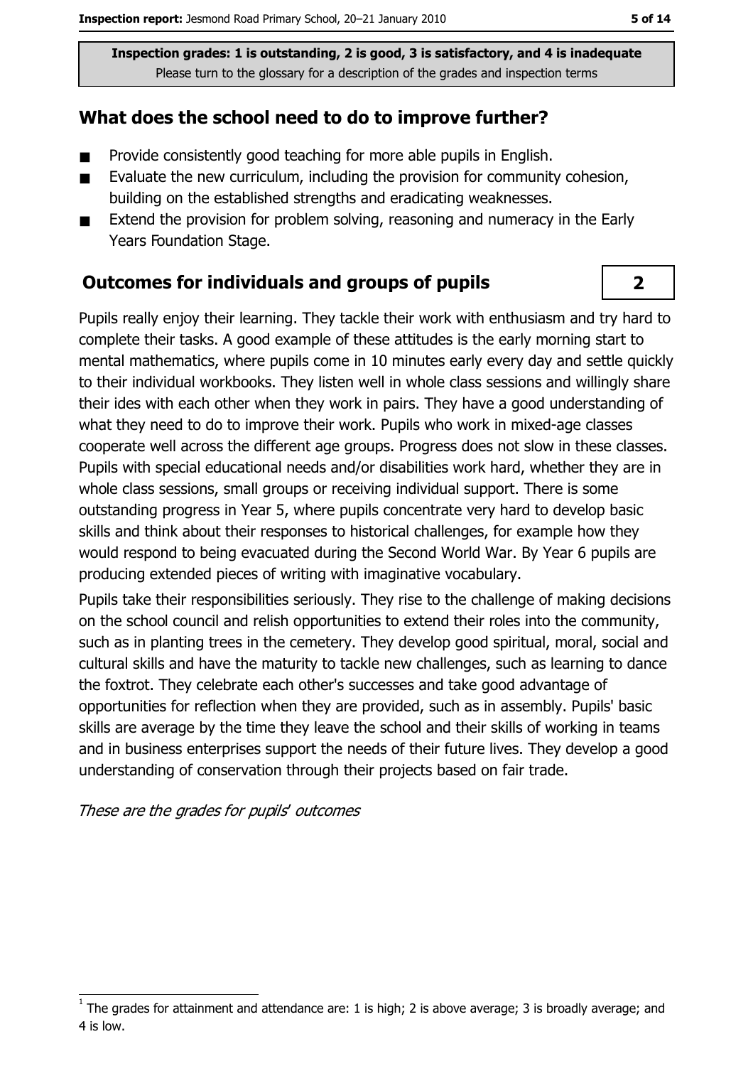**Inspection grades: 1 is outstanding, 2 is good, 3 is satisfactory, and 4 is inadequate**
Please turn to the glossary for a description of the grades and inspection terms

## What does the school need to do to improve further?

- Provide consistently good teaching for more able pupils in English.
- Evaluate the new curriculum, including the provision for community cohesion, building on the established strengths and eradicating weaknesses.
- Extend the provision for problem solving, reasoning and numeracy in the Early Years Foundation Stage.

## Outcomes for individuals and groups of pupils

**2**

Pupils really enjoy their learning. They tackle their work with enthusiasm and try hard to complete their tasks. A good example of these attitudes is the early morning start to mental mathematics, where pupils come in 10 minutes early every day and settle quickly to their individual workbooks. They listen well in whole class sessions and willingly share their ides with each other when they work in pairs. They have a good understanding of what they need to do to improve their work. Pupils who work in mixed-age classes cooperate well across the different age groups. Progress does not slow in these classes. Pupils with special educational needs and/or disabilities work hard, whether they are in whole class sessions, small groups or receiving individual support. There is some outstanding progress in Year 5, where pupils concentrate very hard to develop basic skills and think about their responses to historical challenges, for example how they would respond to being evacuated during the Second World War. By Year 6 pupils are producing extended pieces of writing with imaginative vocabulary.

Pupils take their responsibilities seriously. They rise to the challenge of making decisions on the school council and relish opportunities to extend their roles into the community, such as in planting trees in the cemetery. They develop good spiritual, moral, social and cultural skills and have the maturity to tackle new challenges, such as learning to dance the foxtrot. They celebrate each other's successes and take good advantage of opportunities for reflection when they are provided, such as in assembly. Pupils' basic skills are average by the time they leave the school and their skills of working in teams and in business enterprises support the needs of their future lives. They develop a good understanding of conservation through their projects based on fair trade.

*These are the grades for pupils' outcomes*

[1] The grades for attainment and attendance are: 1 is high; 2 is above average; 3 is broadly average; and 4 is low.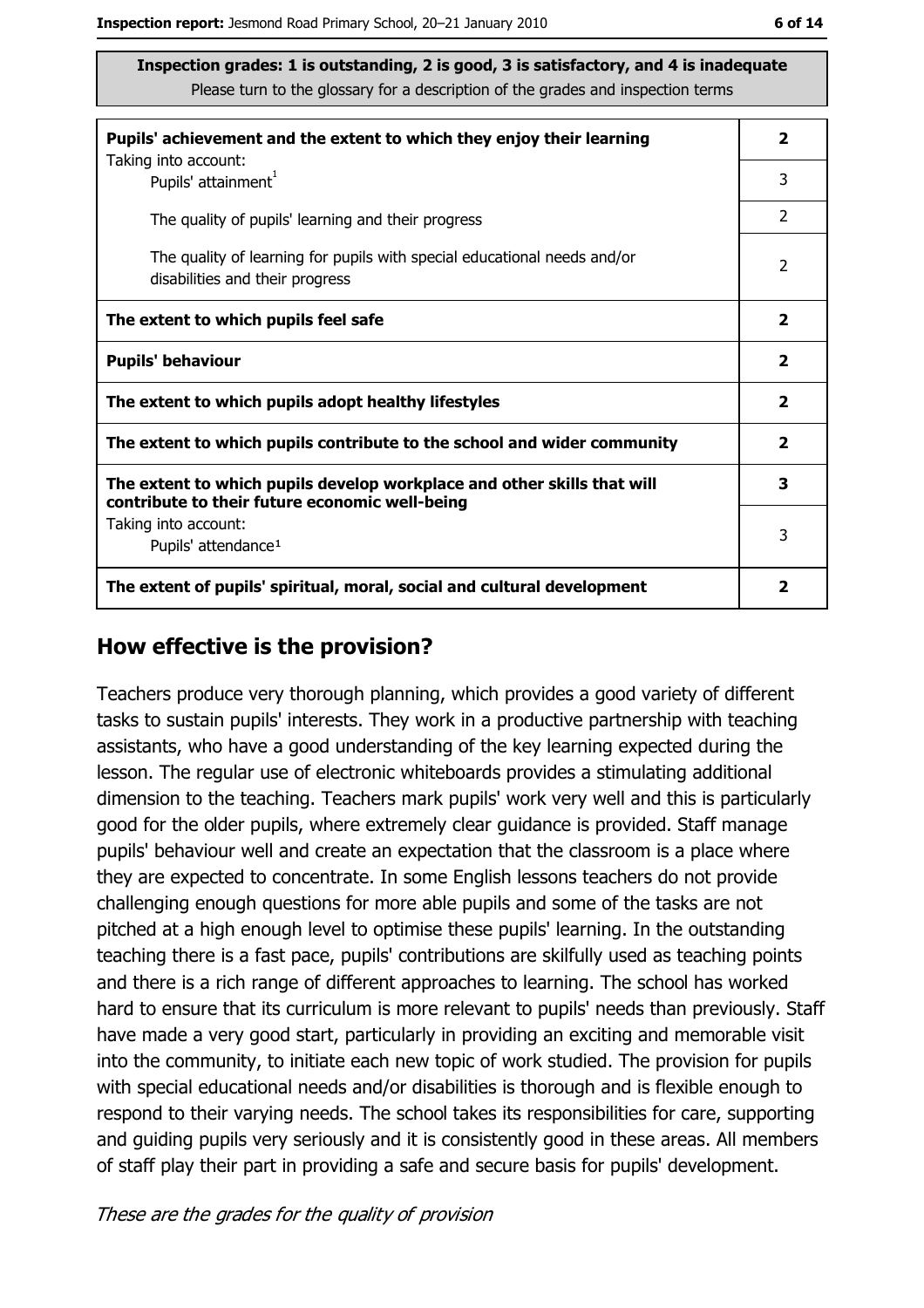**Inspection grades: 1 is outstanding, 2 is good, 3 is satisfactory, and 4 is inadequate**
Please turn to the glossary for a description of the grades and inspection terms

| | |
|---|---|
| **Pupils' achievement and the extent to which they enjoy their learning** Taking into account: | **2** |
| Pupils' attainment[1] | 3 |
| The quality of pupils' learning and their progress | 2 |
| The quality of learning for pupils with special educational needs and/or disabilities and their progress | 2 |
| **The extent to which pupils feel safe** | **2** |
| **Pupils' behaviour** | **2** |
| **The extent to which pupils adopt healthy lifestyles** | **2** |
| **The extent to which pupils contribute to the school and wider community** | **2** |
| **The extent to which pupils develop workplace and other skills that will contribute to their future economic well-being** | **3** |
| Taking into account: Pupils' attendance[1] | 3 |
| **The extent of pupils' spiritual, moral, social and cultural development** | **2** |

## How effective is the provision?

Teachers produce very thorough planning, which provides a good variety of different tasks to sustain pupils' interests. They work in a productive partnership with teaching assistants, who have a good understanding of the key learning expected during the lesson. The regular use of electronic whiteboards provides a stimulating additional dimension to the teaching. Teachers mark pupils' work very well and this is particularly good for the older pupils, where extremely clear guidance is provided. Staff manage pupils' behaviour well and create an expectation that the classroom is a place where they are expected to concentrate. In some English lessons teachers do not provide challenging enough questions for more able pupils and some of the tasks are not pitched at a high enough level to optimise these pupils' learning. In the outstanding teaching there is a fast pace, pupils' contributions are skilfully used as teaching points and there is a rich range of different approaches to learning. The school has worked hard to ensure that its curriculum is more relevant to pupils' needs than previously. Staff have made a very good start, particularly in providing an exciting and memorable visit into the community, to initiate each new topic of work studied. The provision for pupils with special educational needs and/or disabilities is thorough and is flexible enough to respond to their varying needs. The school takes its responsibilities for care, supporting and guiding pupils very seriously and it is consistently good in these areas. All members of staff play their part in providing a safe and secure basis for pupils' development.

*These are the grades for the quality of provision*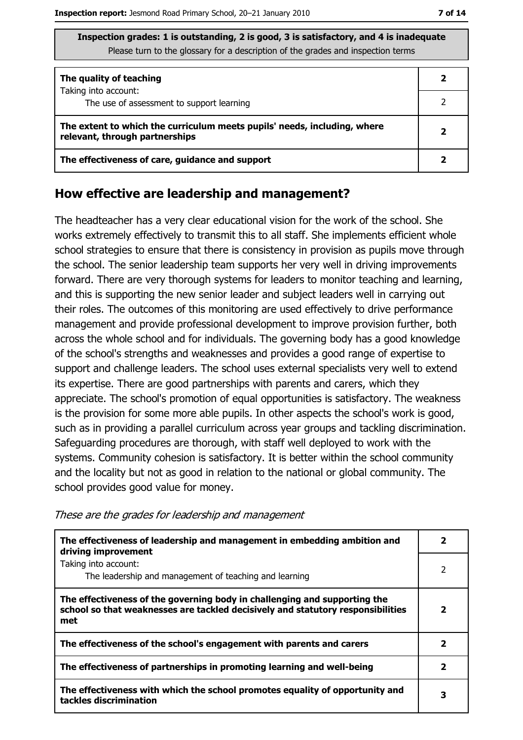**Inspection grades: 1 is outstanding, 2 is good, 3 is satisfactory, and 4 is inadequate**
Please turn to the glossary for a description of the grades and inspection terms

| | |
|---|---|
| **The quality of teaching** | **2** |
| Taking into account: The use of assessment to support learning | 2 |
| **The extent to which the curriculum meets pupils' needs, including, where relevant, through partnerships** | **2** |
| **The effectiveness of care, guidance and support** | **2** |

## How effective are leadership and management?

The headteacher has a very clear educational vision for the work of the school. She works extremely effectively to transmit this to all staff. She implements efficient whole school strategies to ensure that there is consistency in provision as pupils move through the school. The senior leadership team supports her very well in driving improvements forward. There are very thorough systems for leaders to monitor teaching and learning, and this is supporting the new senior leader and subject leaders well in carrying out their roles. The outcomes of this monitoring are used effectively to drive performance management and provide professional development to improve provision further, both across the whole school and for individuals. The governing body has a good knowledge of the school's strengths and weaknesses and provides a good range of expertise to support and challenge leaders. The school uses external specialists very well to extend its expertise. There are good partnerships with parents and carers, which they appreciate. The school's promotion of equal opportunities is satisfactory. The weakness is the provision for some more able pupils. In other aspects the school's work is good, such as in providing a parallel curriculum across year groups and tackling discrimination. Safeguarding procedures are thorough, with staff well deployed to work with the systems. Community cohesion is satisfactory. It is better within the school community and the locality but not as good in relation to the national or global community. The school provides good value for money.

*These are the grades for leadership and management*

| | |
|---|---|
| **The effectiveness of leadership and management in embedding ambition and driving improvement** | **2** |
| Taking into account: The leadership and management of teaching and learning | 2 |
| **The effectiveness of the governing body in challenging and supporting the school so that weaknesses are tackled decisively and statutory responsibilities met** | **2** |
| **The effectiveness of the school's engagement with parents and carers** | **2** |
| **The effectiveness of partnerships in promoting learning and well-being** | **2** |
| **The effectiveness with which the school promotes equality of opportunity and tackles discrimination** | **3** |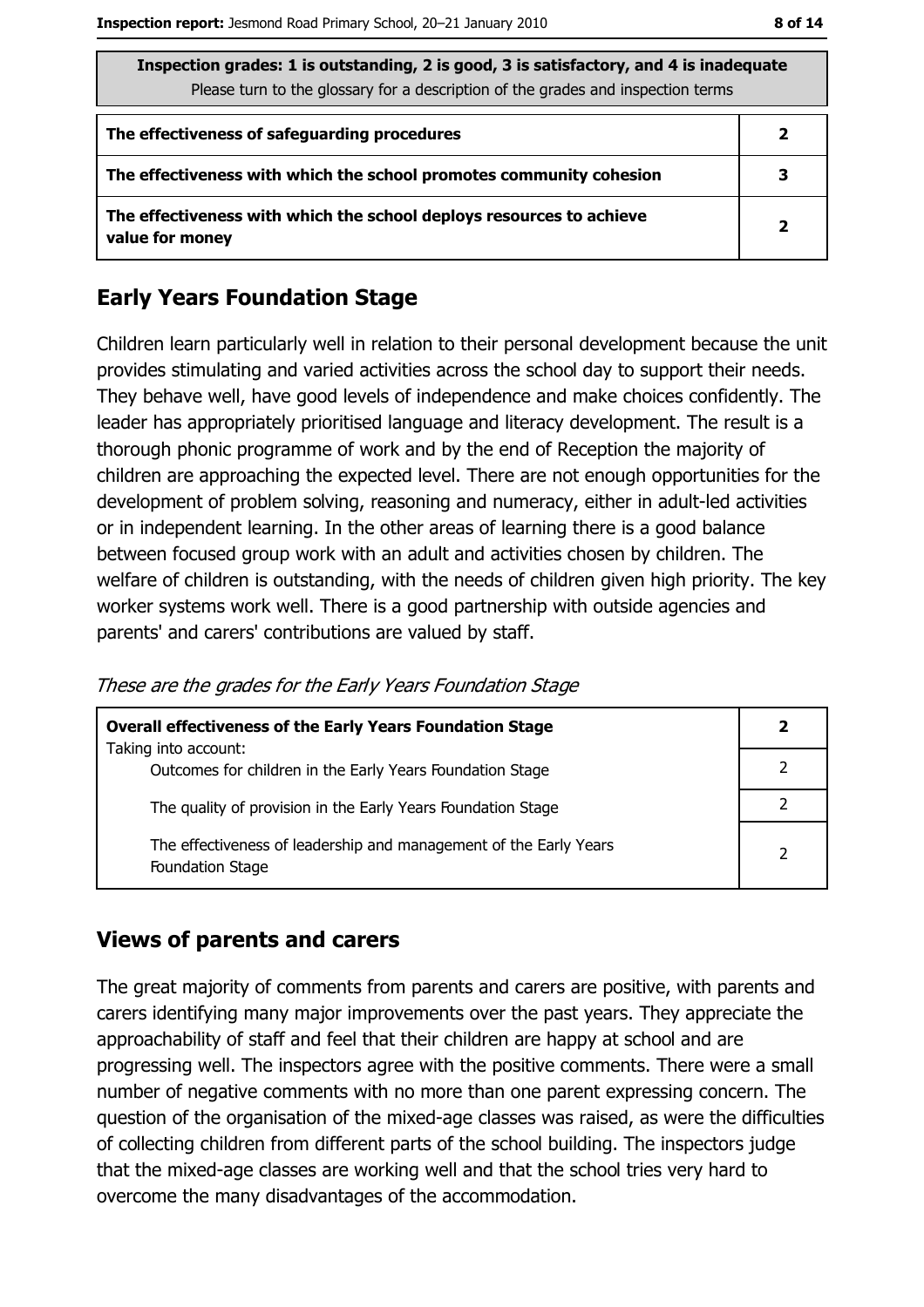| Inspection grades: 1 is outstanding, 2 is good, 3 is satisfactory, and 4 is inadequate<br>Please turn to the glossary for a description of the grades and inspection terms | |
|---|---|
| **The effectiveness of safeguarding procedures** | **2** |
| **The effectiveness with which the school promotes community cohesion** | **3** |
| **The effectiveness with which the school deploys resources to achieve value for money** | **2** |

## Early Years Foundation Stage

Children learn particularly well in relation to their personal development because the unit provides stimulating and varied activities across the school day to support their needs. They behave well, have good levels of independence and make choices confidently. The leader has appropriately prioritised language and literacy development. The result is a thorough phonic programme of work and by the end of Reception the majority of children are approaching the expected level. There are not enough opportunities for the development of problem solving, reasoning and numeracy, either in adult-led activities or in independent learning. In the other areas of learning there is a good balance between focused group work with an adult and activities chosen by children. The welfare of children is outstanding, with the needs of children given high priority. The key worker systems work well. There is a good partnership with outside agencies and parents' and carers' contributions are valued by staff.

*These are the grades for the Early Years Foundation Stage*

| **Overall effectiveness of the Early Years Foundation Stage**<br>Taking into account: | **2** |
|---|---|
| Outcomes for children in the Early Years Foundation Stage | 2 |
| The quality of provision in the Early Years Foundation Stage | 2 |
| The effectiveness of leadership and management of the Early Years Foundation Stage | 2 |

## Views of parents and carers

The great majority of comments from parents and carers are positive, with parents and carers identifying many major improvements over the past years. They appreciate the approachability of staff and feel that their children are happy at school and are progressing well. The inspectors agree with the positive comments. There were a small number of negative comments with no more than one parent expressing concern. The question of the organisation of the mixed-age classes was raised, as were the difficulties of collecting children from different parts of the school building. The inspectors judge that the mixed-age classes are working well and that the school tries very hard to overcome the many disadvantages of the accommodation.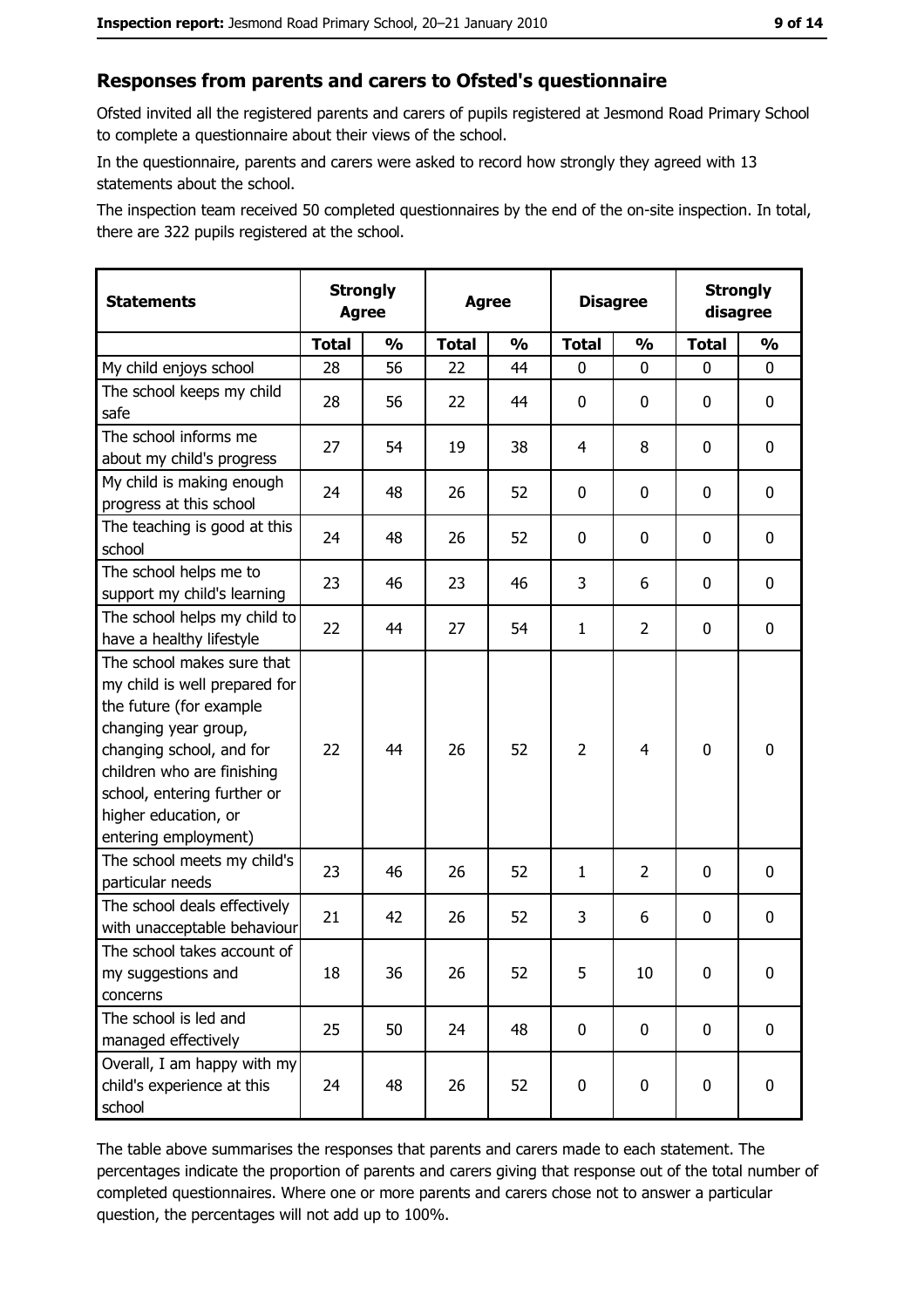## Responses from parents and carers to Ofsted's questionnaire

Ofsted invited all the registered parents and carers of pupils registered at Jesmond Road Primary School to complete a questionnaire about their views of the school.

In the questionnaire, parents and carers were asked to record how strongly they agreed with 13 statements about the school.

The inspection team received 50 completed questionnaires by the end of the on-site inspection. In total, there are 322 pupils registered at the school.

| Statements | Strongly Agree | | Agree | | Disagree | | Strongly disagree | |
|---|---|---|---|---|---|---|---|---|
| | Total | % | Total | % | Total | % | Total | % |
| My child enjoys school | 28 | 56 | 22 | 44 | 0 | 0 | 0 | 0 |
| The school keeps my child safe | 28 | 56 | 22 | 44 | 0 | 0 | 0 | 0 |
| The school informs me about my child's progress | 27 | 54 | 19 | 38 | 4 | 8 | 0 | 0 |
| My child is making enough progress at this school | 24 | 48 | 26 | 52 | 0 | 0 | 0 | 0 |
| The teaching is good at this school | 24 | 48 | 26 | 52 | 0 | 0 | 0 | 0 |
| The school helps me to support my child's learning | 23 | 46 | 23 | 46 | 3 | 6 | 0 | 0 |
| The school helps my child to have a healthy lifestyle | 22 | 44 | 27 | 54 | 1 | 2 | 0 | 0 |
| The school makes sure that my child is well prepared for the future (for example changing year group, changing school, and for children who are finishing school, entering further or higher education, or entering employment) | 22 | 44 | 26 | 52 | 2 | 4 | 0 | 0 |
| The school meets my child's particular needs | 23 | 46 | 26 | 52 | 1 | 2 | 0 | 0 |
| The school deals effectively with unacceptable behaviour | 21 | 42 | 26 | 52 | 3 | 6 | 0 | 0 |
| The school takes account of my suggestions and concerns | 18 | 36 | 26 | 52 | 5 | 10 | 0 | 0 |
| The school is led and managed effectively | 25 | 50 | 24 | 48 | 0 | 0 | 0 | 0 |
| Overall, I am happy with my child's experience at this school | 24 | 48 | 26 | 52 | 0 | 0 | 0 | 0 |

The table above summarises the responses that parents and carers made to each statement. The percentages indicate the proportion of parents and carers giving that response out of the total number of completed questionnaires. Where one or more parents and carers chose not to answer a particular question, the percentages will not add up to 100%.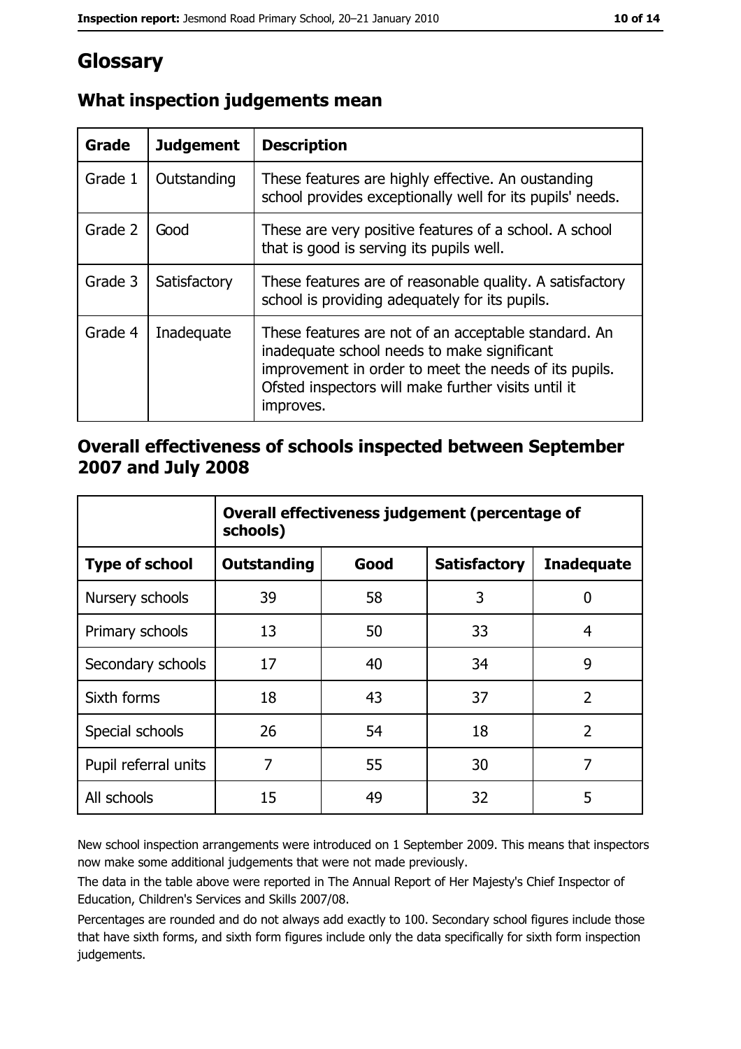# Glossary

## What inspection judgements mean

| Grade | Judgement | Description |
|---|---|---|
| Grade 1 | Outstanding | These features are highly effective. An oustanding school provides exceptionally well for its pupils' needs. |
| Grade 2 | Good | These are very positive features of a school. A school that is good is serving its pupils well. |
| Grade 3 | Satisfactory | These features are of reasonable quality. A satisfactory school is providing adequately for its pupils. |
| Grade 4 | Inadequate | These features are not of an acceptable standard. An inadequate school needs to make significant improvement in order to meet the needs of its pupils. Ofsted inspectors will make further visits until it improves. |

## Overall effectiveness of schools inspected between September 2007 and July 2008

| | Overall effectiveness judgement (percentage of schools) | | | |
|---|---|---|---|---|
| **Type of school** | **Outstanding** | **Good** | **Satisfactory** | **Inadequate** |
| Nursery schools | 39 | 58 | 3 | 0 |
| Primary schools | 13 | 50 | 33 | 4 |
| Secondary schools | 17 | 40 | 34 | 9 |
| Sixth forms | 18 | 43 | 37 | 2 |
| Special schools | 26 | 54 | 18 | 2 |
| Pupil referral units | 7 | 55 | 30 | 7 |
| All schools | 15 | 49 | 32 | 5 |

New school inspection arrangements were introduced on 1 September 2009. This means that inspectors now make some additional judgements that were not made previously.

The data in the table above were reported in The Annual Report of Her Majesty's Chief Inspector of Education, Children's Services and Skills 2007/08.

Percentages are rounded and do not always add exactly to 100. Secondary school figures include those that have sixth forms, and sixth form figures include only the data specifically for sixth form inspection judgements.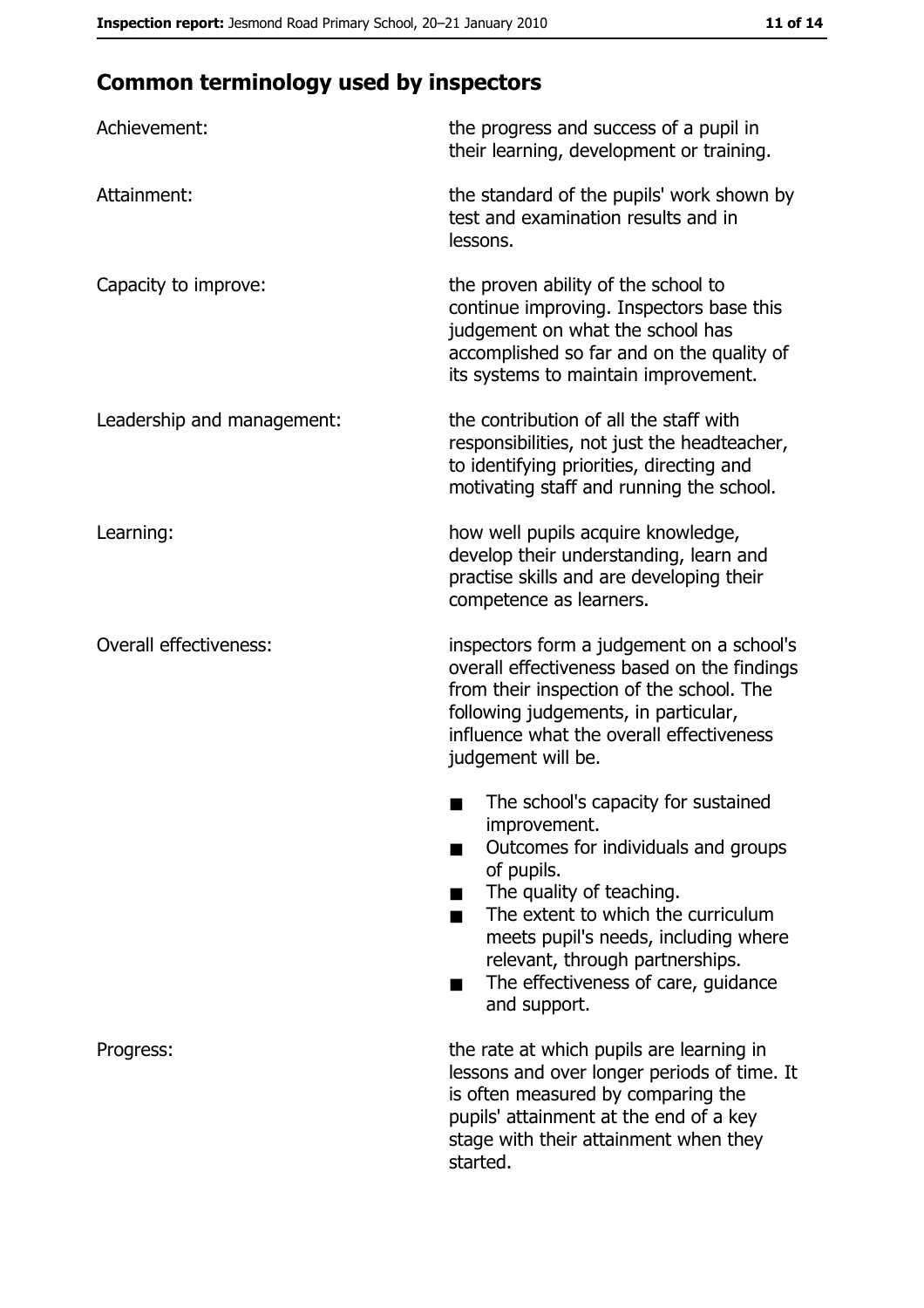## Common terminology used by inspectors

| | |
|---|---|
| Achievement: | the progress and success of a pupil in their learning, development or training. |
| Attainment: | the standard of the pupils' work shown by test and examination results and in lessons. |
| Capacity to improve: | the proven ability of the school to continue improving. Inspectors base this judgement on what the school has accomplished so far and on the quality of its systems to maintain improvement. |
| Leadership and management: | the contribution of all the staff with responsibilities, not just the headteacher, to identifying priorities, directing and motivating staff and running the school. |
| Learning: | how well pupils acquire knowledge, develop their understanding, learn and practise skills and are developing their competence as learners. |
| Overall effectiveness: | inspectors form a judgement on a school's overall effectiveness based on the findings from their inspection of the school. The following judgements, in particular, influence what the overall effectiveness judgement will be.<br>■ The school's capacity for sustained improvement.<br>■ Outcomes for individuals and groups of pupils.<br>■ The quality of teaching.<br>■ The extent to which the curriculum meets pupil's needs, including where relevant, through partnerships.<br>■ The effectiveness of care, guidance and support. |
| Progress: | the rate at which pupils are learning in lessons and over longer periods of time. It is often measured by comparing the pupils' attainment at the end of a key stage with their attainment when they started. |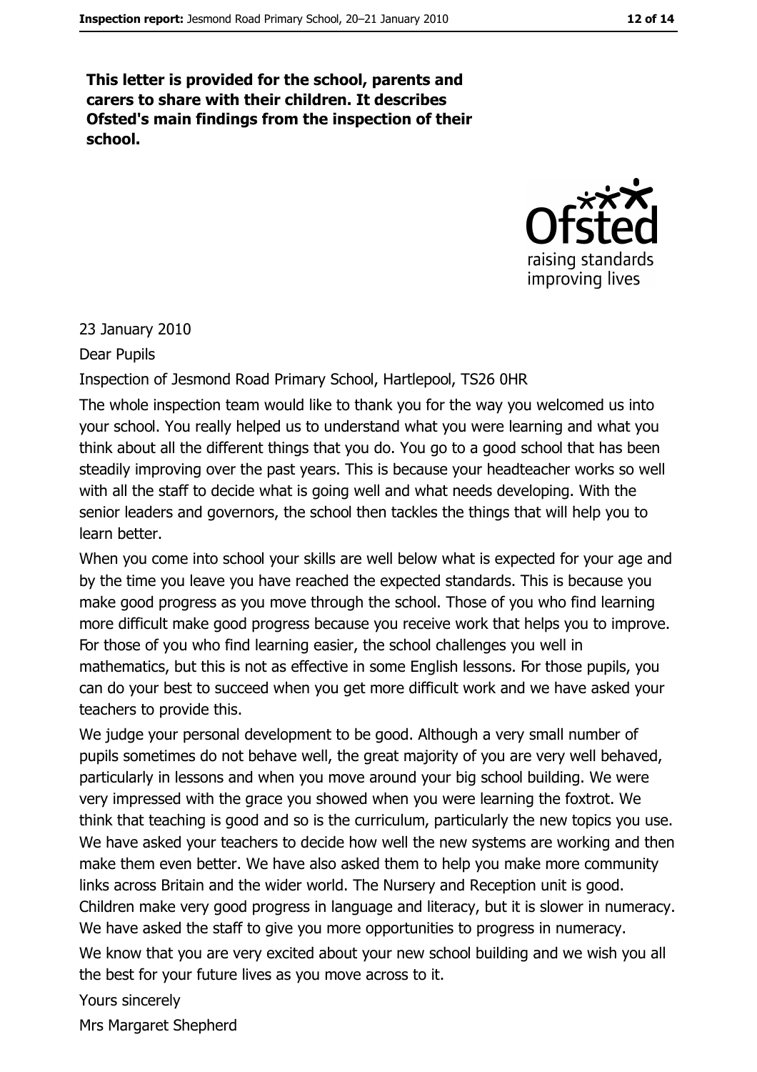**This letter is provided for the school, parents and carers to share with their children. It describes Ofsted's main findings from the inspection of their school.**

23 January 2010

Dear Pupils

Inspection of Jesmond Road Primary School, Hartlepool, TS26 0HR

The whole inspection team would like to thank you for the way you welcomed us into your school. You really helped us to understand what you were learning and what you think about all the different things that you do. You go to a good school that has been steadily improving over the past years. This is because your headteacher works so well with all the staff to decide what is going well and what needs developing. With the senior leaders and governors, the school then tackles the things that will help you to learn better.

When you come into school your skills are well below what is expected for your age and by the time you leave you have reached the expected standards. This is because you make good progress as you move through the school. Those of you who find learning more difficult make good progress because you receive work that helps you to improve. For those of you who find learning easier, the school challenges you well in mathematics, but this is not as effective in some English lessons. For those pupils, you can do your best to succeed when you get more difficult work and we have asked your teachers to provide this.

We judge your personal development to be good. Although a very small number of pupils sometimes do not behave well, the great majority of you are very well behaved, particularly in lessons and when you move around your big school building. We were very impressed with the grace you showed when you were learning the foxtrot. We think that teaching is good and so is the curriculum, particularly the new topics you use. We have asked your teachers to decide how well the new systems are working and then make them even better. We have also asked them to help you make more community links across Britain and the wider world. The Nursery and Reception unit is good. Children make very good progress in language and literacy, but it is slower in numeracy. We have asked the staff to give you more opportunities to progress in numeracy.

We know that you are very excited about your new school building and we wish you all the best for your future lives as you move across to it.

Yours sincerely

Mrs Margaret Shepherd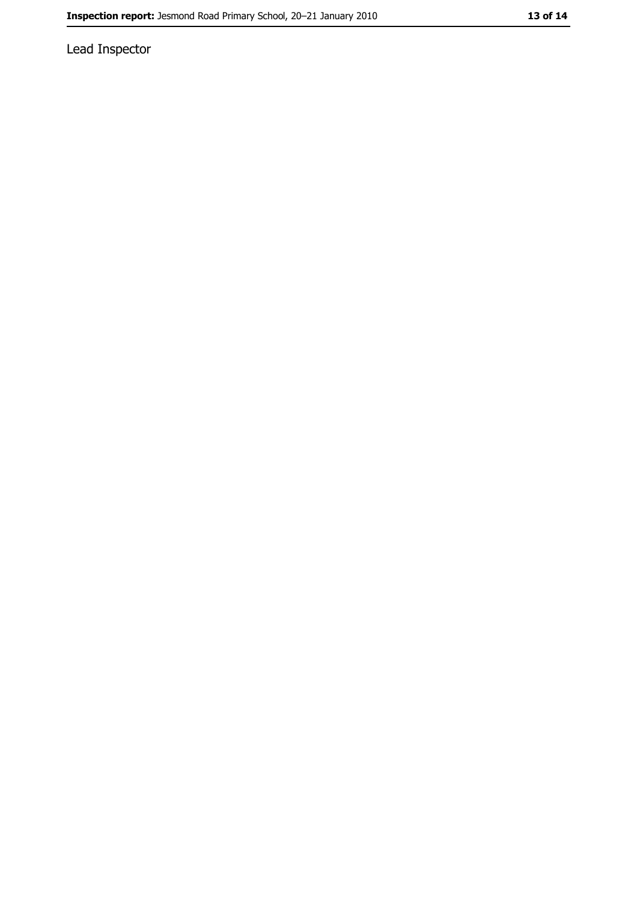Lead Inspector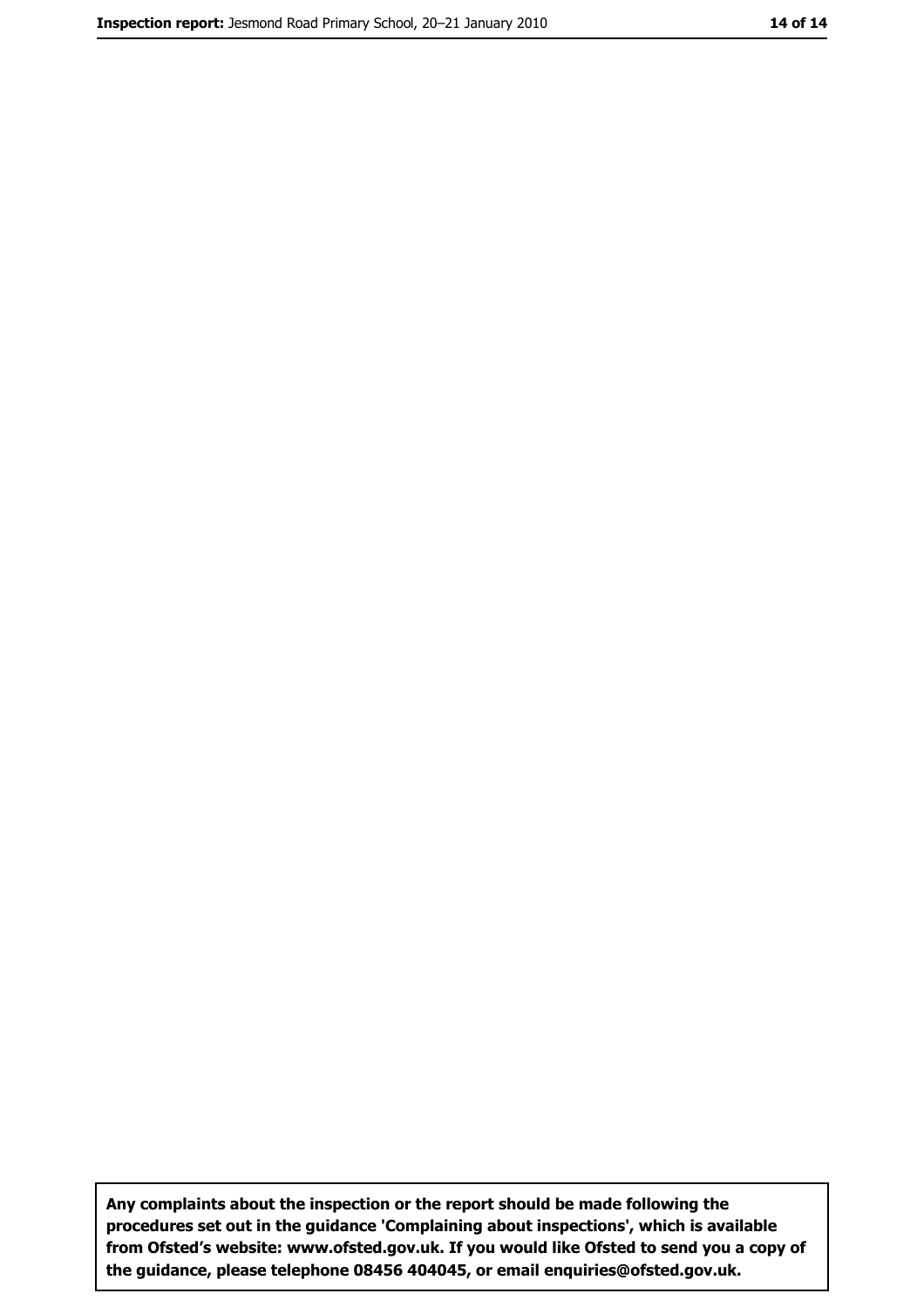**Any complaints about the inspection or the report should be made following the procedures set out in the guidance 'Complaining about inspections', which is available from Ofsted's website: www.ofsted.gov.uk. If you would like Ofsted to send you a copy of the guidance, please telephone 08456 404045, or email enquiries@ofsted.gov.uk.**